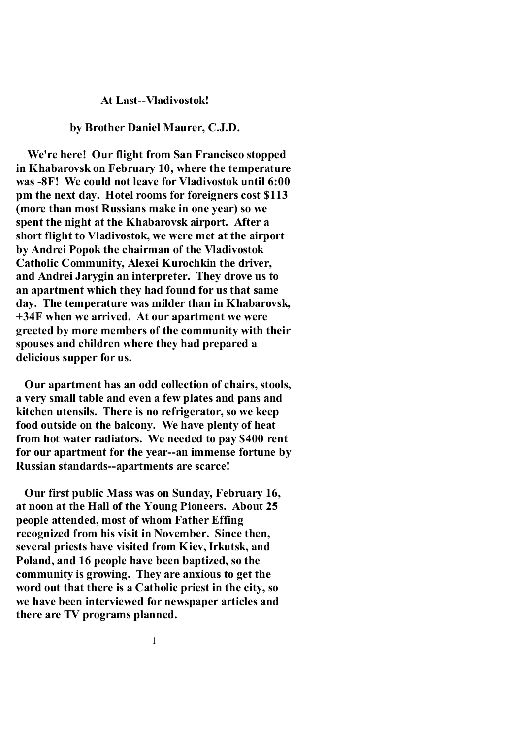# At Last--Vladivostok!

**by Brother Daniel Maurer, C.J.D.**

We're here! Our flight from San Francisco stopped in Khabarovsk on February 10, where the temperature was -8F! We could not leave for Vladivostok until 6:00 pm the next day. Hotel rooms for foreigners cost $113 (more than most Russians make in one year) so we spent the night at the Khabarovsk airport. After a short flight to Vladivostok, we were met at the airport by Andrei Popok the chairman of the Vladivostok Catholic Community, Alexei Kurochkin the driver, and Andrei Jarygin an interpreter. They drove us to an apartment which they had found for us that same day. The temperature was milder than in Khabarovsk, +34F when we arrived. At our apartment we were greeted by more members of the community with their spouses and children where they had prepared a delicious supper for us.

Our apartment has an odd collection of chairs, stools, a very small table and even a few plates and pans and kitchen utensils. There is no refrigerator, so we keep food outside on the balcony. We have plenty of heat from hot water radiators. We needed to pay $400 rent for our apartment for the year--an immense fortune by Russian standards--apartments are scarce!

Our first public Mass was on Sunday, February 16, at noon at the Hall of the Young Pioneers. About 25 people attended, most of whom Father Effing recognized from his visit in November. Since then, several priests have visited from Kiev, Irkutsk, and Poland, and 16 people have been baptized, so the community is growing. They are anxious to get the word out that there is a Catholic priest in the city, so we have been interviewed for newspaper articles and there are TV programs planned.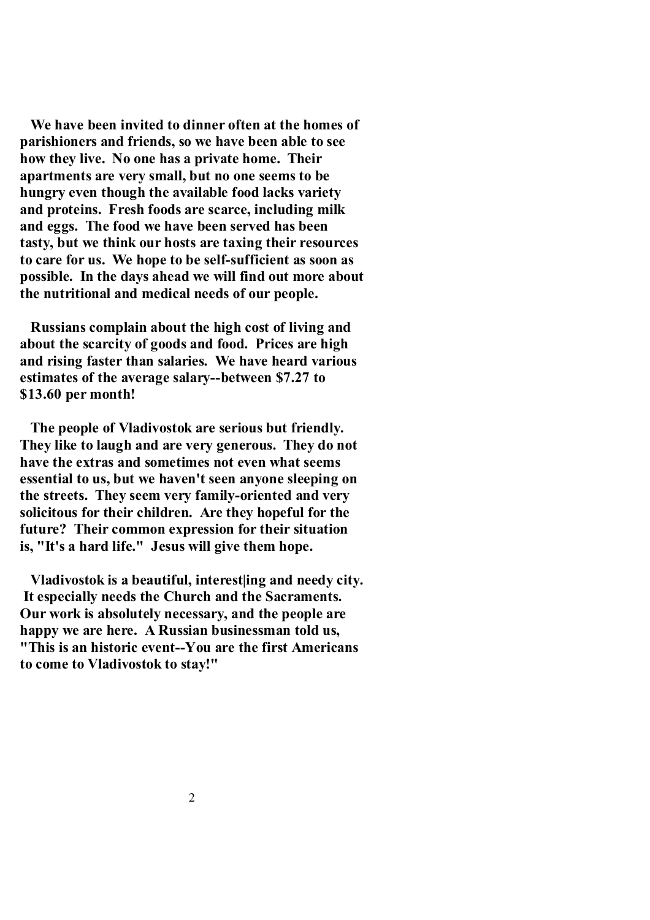We have been invited to dinner often at the homes of parishioners and friends, so we have been able to see how they live. No one has a private home. Their apartments are very small, but no one seems to be hungry even though the available food lacks variety and proteins. Fresh foods are scarce, including milk and eggs. The food we have been served has been tasty, but we think our hosts are taxing their resources to care for us. We hope to be self-sufficient as soon as possible. In the days ahead we will find out more about the nutritional and medical needs of our people.

Russians complain about the high cost of living and about the scarcity of goods and food. Prices are high and rising faster than salaries. We have heard various estimates of the average salary--between $7.27 to $13.60 per month!

The people of Vladivostok are serious but friendly. They like to laugh and are very generous. They do not have the extras and sometimes not even what seems essential to us, but we haven't seen anyone sleeping on the streets. They seem very family-oriented and very solicitous for their children. Are they hopeful for the future? Their common expression for their situation is, "It's a hard life." Jesus will give them hope.

Vladivostok is a beautiful, interest|ing and needy city. It especially needs the Church and the Sacraments. Our work is absolutely necessary, and the people are happy we are here. A Russian businessman told us, "This is an historic event--You are the first Americans to come to Vladivostok to stay!"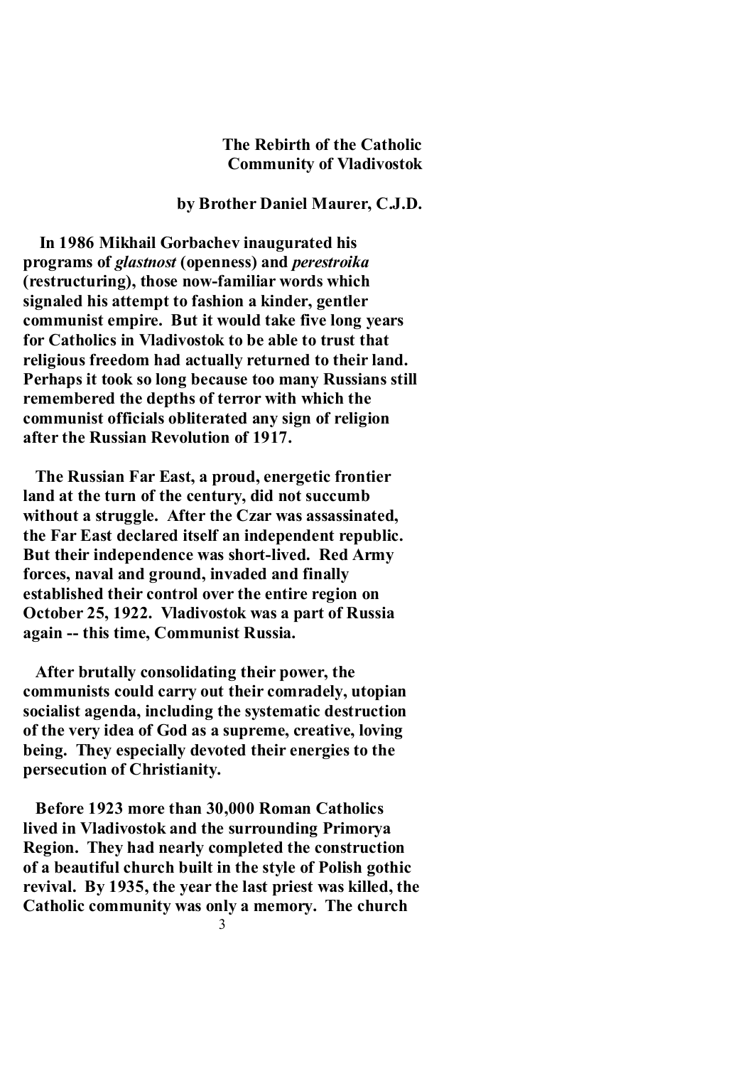# The Rebirth of the Catholic Community of Vladivostok

**by Brother Daniel Maurer, C.J.D.**

**In 1986 Mikhail Gorbachev inaugurated his programs of *glastnost* (openness) and *perestroika* (restructuring), those now-familiar words which signaled his attempt to fashion a kinder, gentler communist empire. But it would take five long years for Catholics in Vladivostok to be able to trust that religious freedom had actually returned to their land. Perhaps it took so long because too many Russians still remembered the depths of terror with which the communist officials obliterated any sign of religion after the Russian Revolution of 1917.**

**The Russian Far East, a proud, energetic frontier land at the turn of the century, did not succumb without a struggle. After the Czar was assassinated, the Far East declared itself an independent republic. But their independence was short-lived. Red Army forces, naval and ground, invaded and finally established their control over the entire region on October 25, 1922. Vladivostok was a part of Russia again -- this time, Communist Russia.**

**After brutally consolidating their power, the communists could carry out their comradely, utopian socialist agenda, including the systematic destruction of the very idea of God as a supreme, creative, loving being. They especially devoted their energies to the persecution of Christianity.**

**Before 1923 more than 30,000 Roman Catholics lived in Vladivostok and the surrounding Primorya Region. They had nearly completed the construction of a beautiful church built in the style of Polish gothic revival. By 1935, the year the last priest was killed, the Catholic community was only a memory. The church**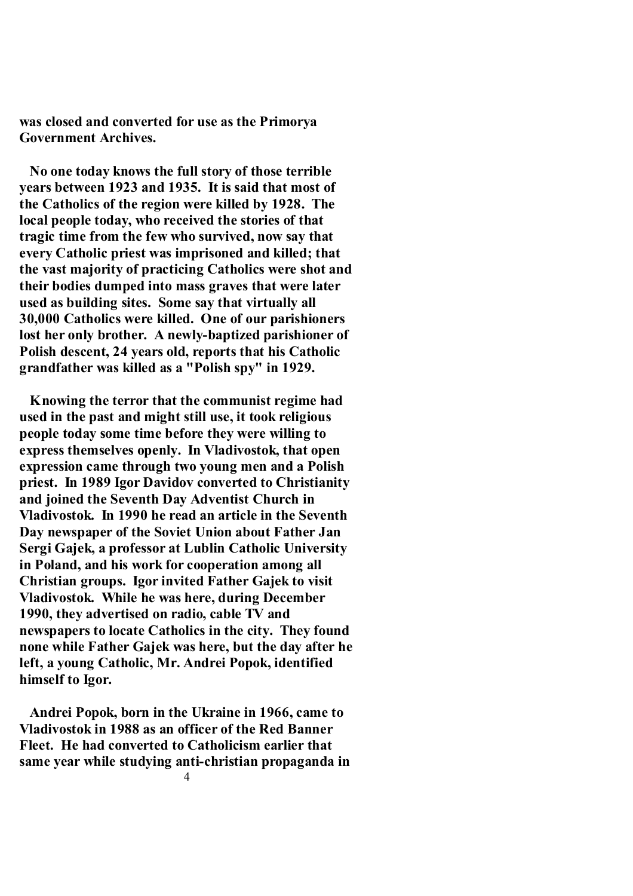**was closed and converted for use as the Primorya Government Archives.**

**No one today knows the full story of those terrible years between 1923 and 1935. It is said that most of the Catholics of the region were killed by 1928. The local people today, who received the stories of that tragic time from the few who survived, now say that every Catholic priest was imprisoned and killed; that the vast majority of practicing Catholics were shot and their bodies dumped into mass graves that were later used as building sites. Some say that virtually all 30,000 Catholics were killed. One of our parishioners lost her only brother. A newly-baptized parishioner of Polish descent, 24 years old, reports that his Catholic grandfather was killed as a "Polish spy" in 1929.**

**Knowing the terror that the communist regime had used in the past and might still use, it took religious people today some time before they were willing to express themselves openly. In Vladivostok, that open expression came through two young men and a Polish priest. In 1989 Igor Davidov converted to Christianity and joined the Seventh Day Adventist Church in Vladivostok. In 1990 he read an article in the Seventh Day newspaper of the Soviet Union about Father Jan Sergi Gajek, a professor at Lublin Catholic University in Poland, and his work for cooperation among all Christian groups. Igor invited Father Gajek to visit Vladivostok. While he was here, during December 1990, they advertised on radio, cable TV and newspapers to locate Catholics in the city. They found none while Father Gajek was here, but the day after he left, a young Catholic, Mr. Andrei Popok, identified himself to Igor.**

**Andrei Popok, born in the Ukraine in 1966, came to Vladivostok in 1988 as an officer of the Red Banner Fleet. He had converted to Catholicism earlier that same year while studying anti-christian propaganda in**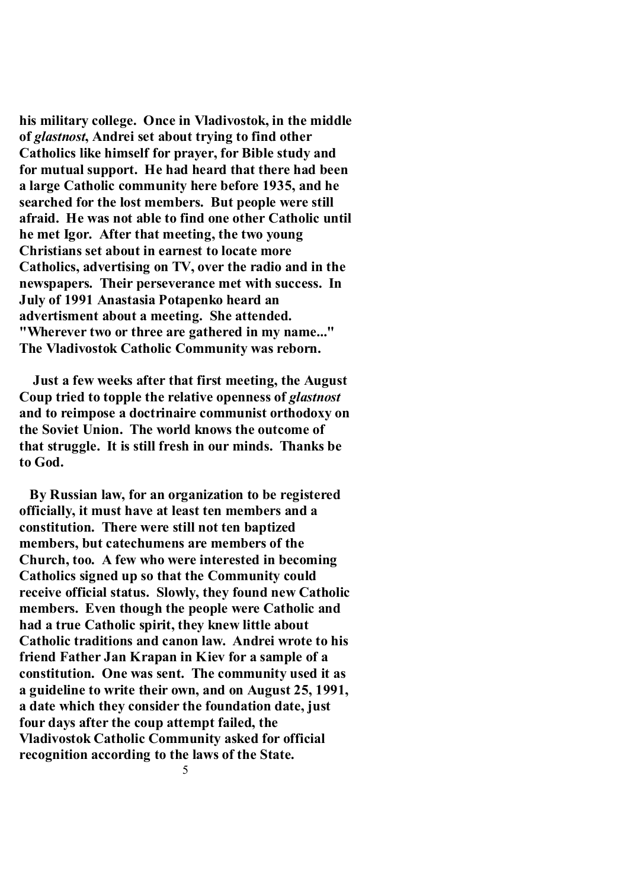**his military college. Once in Vladivostok, in the middle of *glastnost*, Andrei set about trying to find other Catholics like himself for prayer, for Bible study and for mutual support. He had heard that there had been a large Catholic community here before 1935, and he searched for the lost members. But people were still afraid. He was not able to find one other Catholic until he met Igor. After that meeting, the two young Christians set about in earnest to locate more Catholics, advertising on TV, over the radio and in the newspapers. Their perseverance met with success. In July of 1991 Anastasia Potapenko heard an advertisment about a meeting. She attended. "Wherever two or three are gathered in my name..." The Vladivostok Catholic Community was reborn.**

**Just a few weeks after that first meeting, the August Coup tried to topple the relative openness of *glastnost* and to reimpose a doctrinaire communist orthodoxy on the Soviet Union. The world knows the outcome of that struggle. It is still fresh in our minds. Thanks be to God.**

**By Russian law, for an organization to be registered officially, it must have at least ten members and a constitution. There were still not ten baptized members, but catechumens are members of the Church, too. A few who were interested in becoming Catholics signed up so that the Community could receive official status. Slowly, they found new Catholic members. Even though the people were Catholic and had a true Catholic spirit, they knew little about Catholic traditions and canon law. Andrei wrote to his friend Father Jan Krapan in Kiev for a sample of a constitution. One was sent. The community used it as a guideline to write their own, and on August 25, 1991, a date which they consider the foundation date, just four days after the coup attempt failed, the Vladivostok Catholic Community asked for official recognition according to the laws of the State.**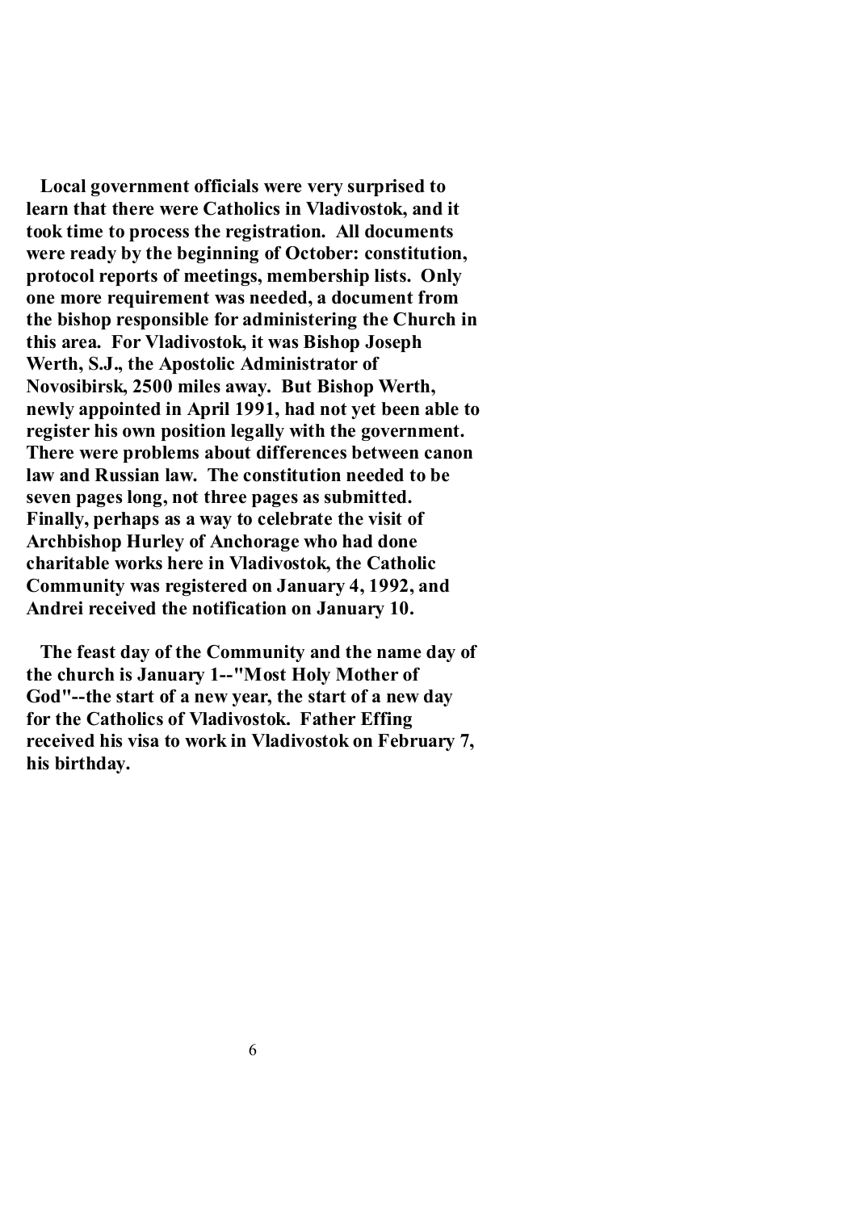**Local government officials were very surprised to learn that there were Catholics in Vladivostok, and it took time to process the registration. All documents were ready by the beginning of October: constitution, protocol reports of meetings, membership lists. Only one more requirement was needed, a document from the bishop responsible for administering the Church in this area. For Vladivostok, it was Bishop Joseph Werth, S.J., the Apostolic Administrator of Novosibirsk, 2500 miles away. But Bishop Werth, newly appointed in April 1991, had not yet been able to register his own position legally with the government. There were problems about differences between canon law and Russian law. The constitution needed to be seven pages long, not three pages as submitted. Finally, perhaps as a way to celebrate the visit of Archbishop Hurley of Anchorage who had done charitable works here in Vladivostok, the Catholic Community was registered on January 4, 1992, and Andrei received the notification on January 10.**

**The feast day of the Community and the name day of the church is January 1--"Most Holy Mother of God"--the start of a new year, the start of a new day for the Catholics of Vladivostok. Father Effing received his visa to work in Vladivostok on February 7, his birthday.**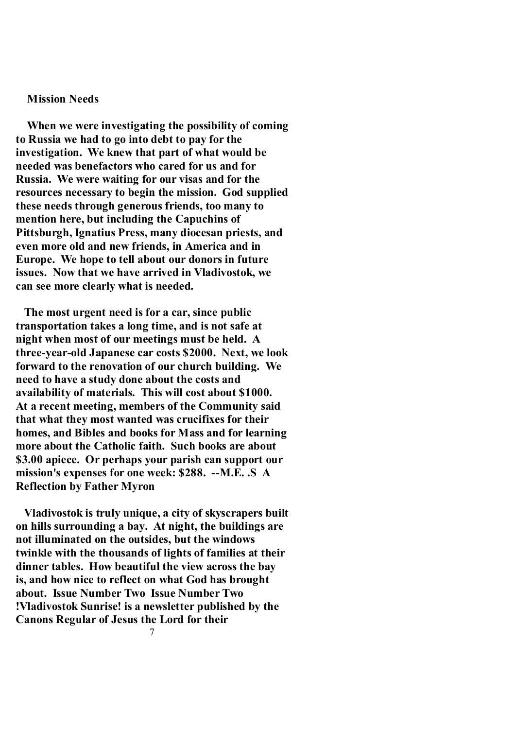**Mission Needs**

When we were investigating the possibility of coming to Russia we had to go into debt to pay for the investigation. We knew that part of what would be needed was benefactors who cared for us and for Russia. We were waiting for our visas and for the resources necessary to begin the mission. God supplied these needs through generous friends, too many to mention here, but including the Capuchins of Pittsburgh, Ignatius Press, many diocesan priests, and even more old and new friends, in America and in Europe. We hope to tell about our donors in future issues. Now that we have arrived in Vladivostok, we can see more clearly what is needed.

The most urgent need is for a car, since public transportation takes a long time, and is not safe at night when most of our meetings must be held. A three-year-old Japanese car costs $2000. Next, we look forward to the renovation of our church building. We need to have a study done about the costs and availability of materials. This will cost about $1000. At a recent meeting, members of the Community said that what they most wanted was crucifixes for their homes, and Bibles and books for Mass and for learning more about the Catholic faith. Such books are about $3.00 apiece. Or perhaps your parish can support our mission's expenses for one week: $288. --M.E. .S A Reflection by Father Myron

Vladivostok is truly unique, a city of skyscrapers built on hills surrounding a bay. At night, the buildings are not illuminated on the outsides, but the windows twinkle with the thousands of lights of families at their dinner tables. How beautiful the view across the bay is, and how nice to reflect on what God has brought about. Issue Number Two Issue Number Two !Vladivostok Sunrise! is a newsletter published by the Canons Regular of Jesus the Lord for their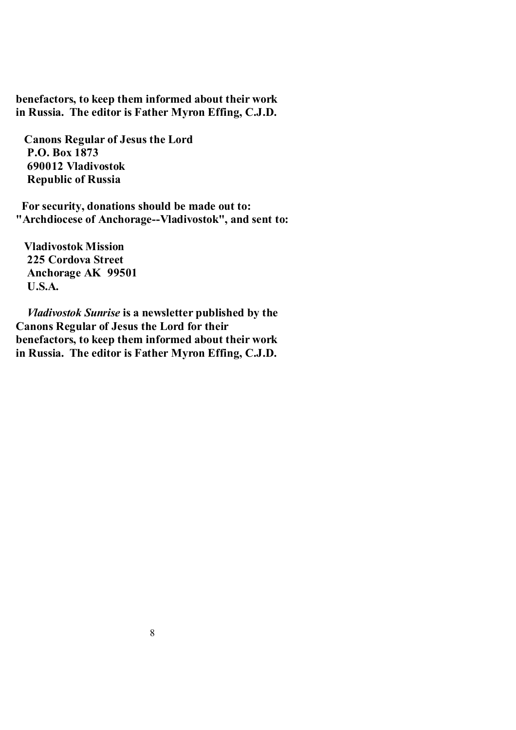**benefactors, to keep them informed about their work in Russia. The editor is Father Myron Effing, C.J.D.**

**Canons Regular of Jesus the Lord**
**P.O. Box 1873**
**690012 Vladivostok**
**Republic of Russia**

**For security, donations should be made out to: "Archdiocese of Anchorage--Vladivostok", and sent to:**

**Vladivostok Mission**
**225 Cordova Street**
**Anchorage AK 99501**
**U.S.A.**

***Vladivostok Sunrise*** **is a newsletter published by the Canons Regular of Jesus the Lord for their benefactors, to keep them informed about their work in Russia. The editor is Father Myron Effing, C.J.D.**